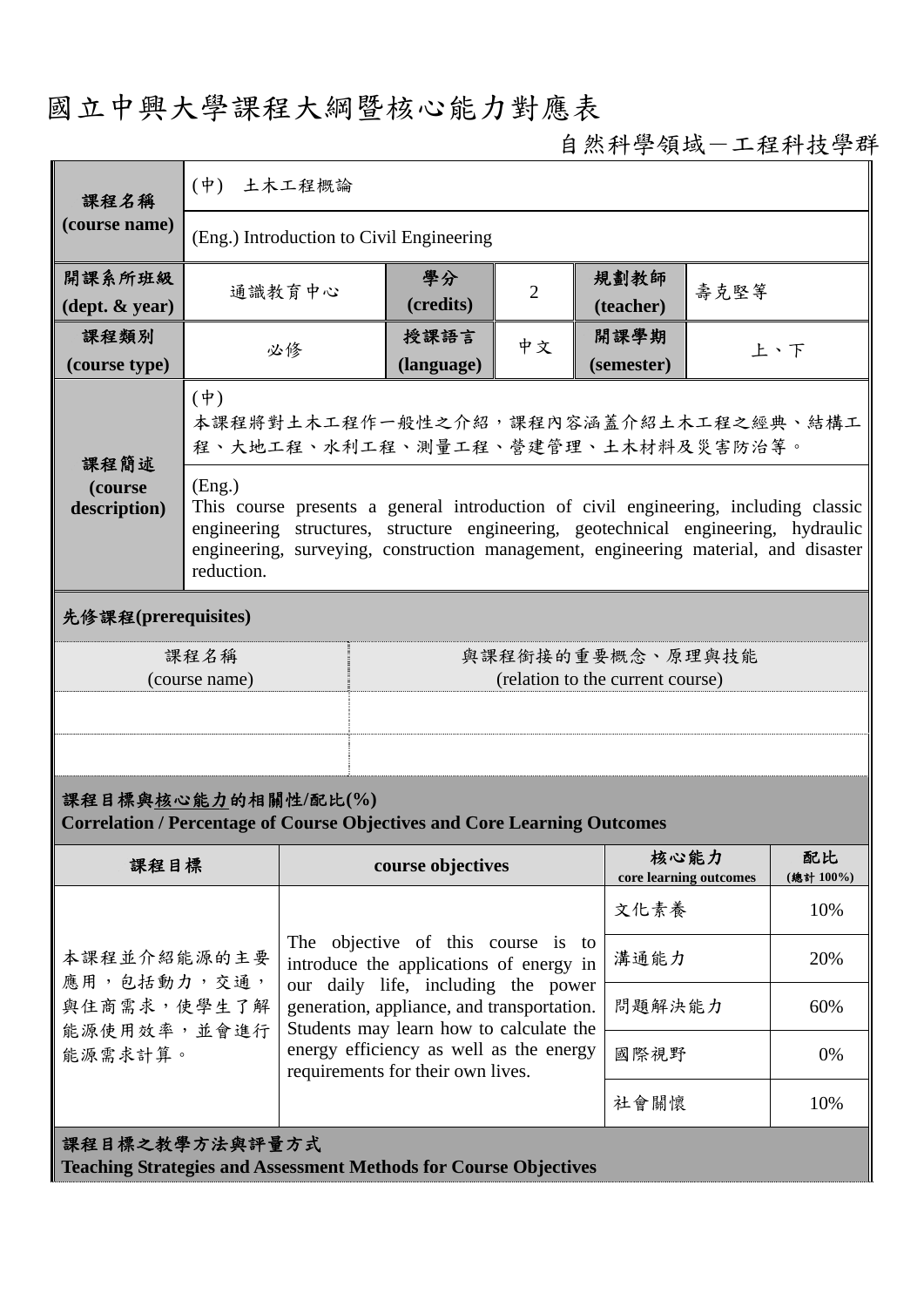# 國立中興大學課程大綱暨核心能力對應表

自然科學領域－工程科技學群

| 課程名稱 (course name) | (中) 土木工程概論 | | | | |
|---|---|---|---|---|---|
| | (Eng.) Introduction to Civil Engineering | | | | |
| 開課系所班級 (dept. & year) | 通識教育中心 | 學分 (credits) | 2 | 規劃教師 (teacher) | 壽克堅等 |
| 課程類別 (course type) | 必修 | 授課語言 (language) | 中文 | 開課學期 (semester) | 上、下 |
| 課程簡述 (course description) | (中)<br>本課程將對土木工程作一般性之介紹，課程內容涵蓋介紹土木工程之經典、結構工程、大地工程、水利工程、測量工程、營建管理、土木材料及災害防治等。 | | | | |
| | (Eng.)<br>This course presents a general introduction of civil engineering, including classic engineering structures, structure engineering, geotechnical engineering, hydraulic engineering, surveying, construction management, engineering material, and disaster reduction. | | | | |

**先修課程(prerequisites)**

| 課程名稱 (course name) | 與課程銜接的重要概念、原理與技能 (relation to the current course) |
|---|---|
| | |
| | |

**課程目標與核心能力的相關性/配比(%)**
**Correlation / Percentage of Course Objectives and Core Learning Outcomes**

| 課程目標 | course objectives | 核心能力 core learning outcomes | 配比 (總計 100%) |
|---|---|---|---|
| 本課程並介紹能源的主要應用，包括動力，交通，與住商需求，使學生了解能源使用效率，並會進行能源需求計算。 | The objective of this course is to introduce the applications of energy in our daily life, including the power generation, appliance, and transportation. Students may learn how to calculate the energy efficiency as well as the energy requirements for their own lives. | 文化素養 | 10% |
| | | 溝通能力 | 20% |
| | | 問題解決能力 | 60% |
| | | 國際視野 | 0% |
| | | 社會關懷 | 10% |

**課程目標之教學方法與評量方式**
**Teaching Strategies and Assessment Methods for Course Objectives**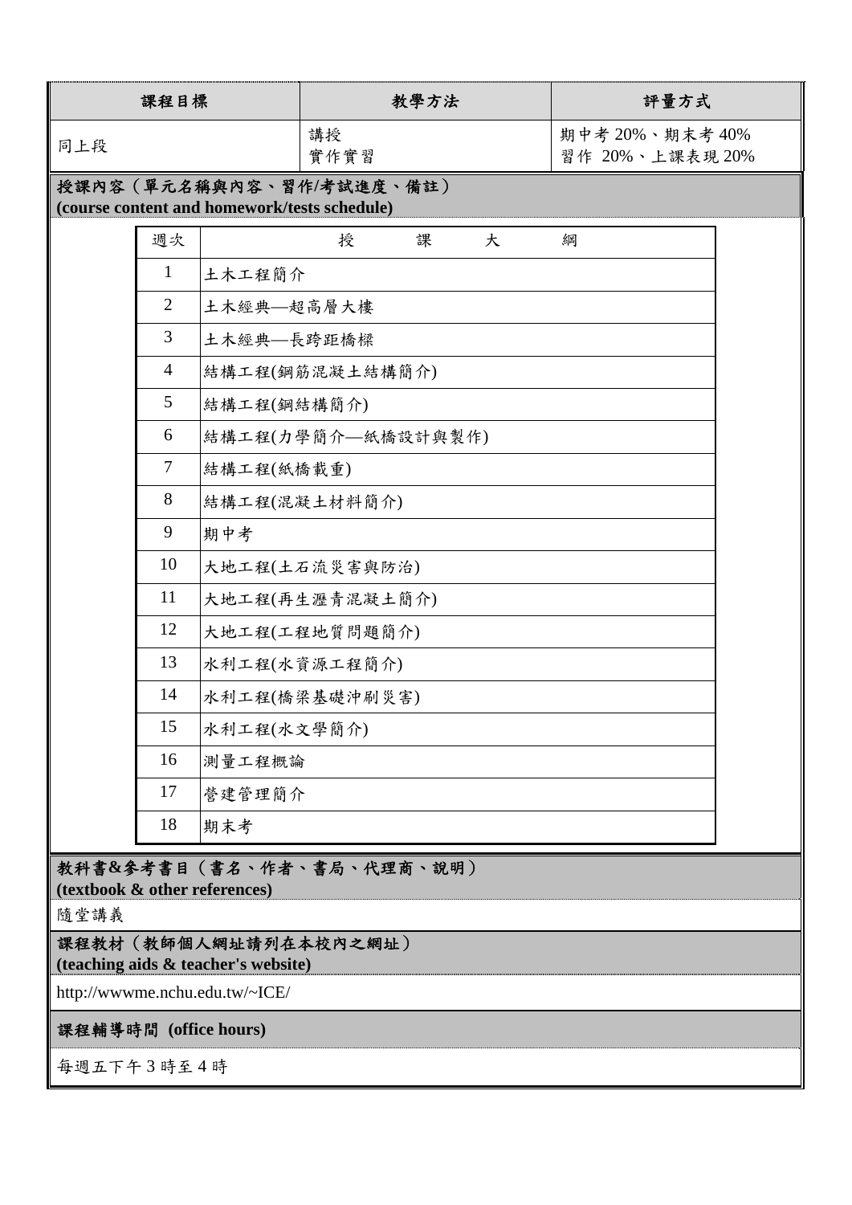| 課程目標 | 教學方法 | 評量方式 |
| --- | --- | --- |
| 同上段 | 講授<br>實作實習 | 期中考 20%、期末考 40%<br>習作 20%、上課表現 20% |

**授課內容（單元名稱與內容、習作/考試進度、備註）**
**(course content and homework/tests schedule)**

| 週次 | 授　　課　　大　　綱 |
| --- | --- |
| 1 | 土木工程簡介 |
| 2 | 土木經典—超高層大樓 |
| 3 | 土木經典—長跨距橋樑 |
| 4 | 結構工程(鋼筋混凝土結構簡介) |
| 5 | 結構工程(鋼結構簡介) |
| 6 | 結構工程(力學簡介—紙橋設計與製作) |
| 7 | 結構工程(紙橋載重) |
| 8 | 結構工程(混凝土材料簡介) |
| 9 | 期中考 |
| 10 | 大地工程(土石流災害與防治) |
| 11 | 大地工程(再生瀝青混凝土簡介) |
| 12 | 大地工程(工程地質問題簡介) |
| 13 | 水利工程(水資源工程簡介) |
| 14 | 水利工程(橋梁基礎沖刷災害) |
| 15 | 水利工程(水文學簡介) |
| 16 | 測量工程概論 |
| 17 | 營建管理簡介 |
| 18 | 期末考 |

**教科書&參考書目（書名、作者、書局、代理商、說明）**
**(textbook & other references)**

隨堂講義

**課程教材（教師個人網址請列在本校內之網址）**
**(teaching aids & teacher's website)**

http://wwwme.nchu.edu.tw/~ICE/

**課程輔導時間 (office hours)**

每週五下午 3 時至 4 時